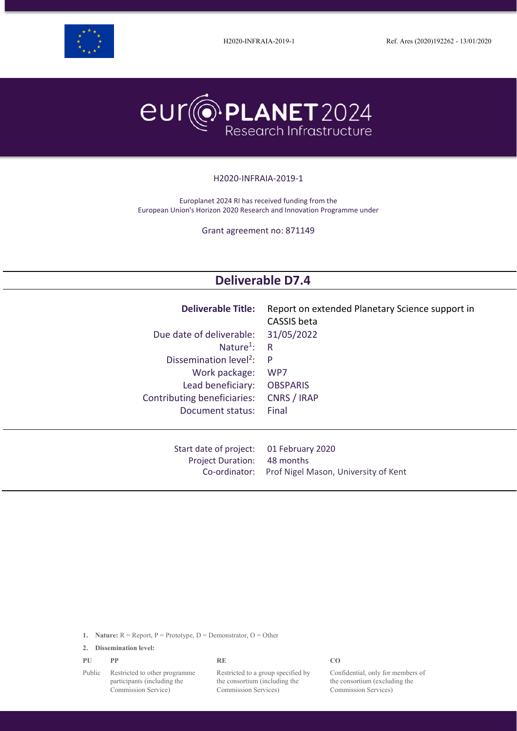H2020-INFRAIA-2019-1 Ref. Ares (2020)192262 - 13/01/2020

# europlanet 2024 Research Infrastructure

H2020-INFRAIA-2019-1

Europlanet 2024 RI has received funding from the
European Union's Horizon 2020 Research and Innovation Programme under

Grant agreement no: 871149

## Deliverable D7.4

| | |
|---|---|
| **Deliverable Title:** | Report on extended Planetary Science support in CASSIS beta |
| Due date of deliverable: | 31/05/2022 |
| Nature[1]: | R |
| Dissemination level[2]: | P |
| Work package: | WP7 |
| Lead beneficiary: | OBSPARIS |
| Contributing beneficiaries: | CNRS / IRAP |
| Document status: | Final |

| | |
|---|---|
| Start date of project: | 01 February 2020 |
| Project Duration: | 48 months |
| Co-ordinator: | Prof Nigel Mason, University of Kent |

1. **Nature:** R = Report, P = Prototype, D = Demonstrator, O = Other
2. **Dissemination level:**

| PU | PP | RE | CO |
|---|---|---|---|
| Public | Restricted to other programme participants (including the Commission Service) | Restricted to a group specified by the consortium (including the Commission Services) | Confidential, only for members of the consortium (excluding the Commission Services) |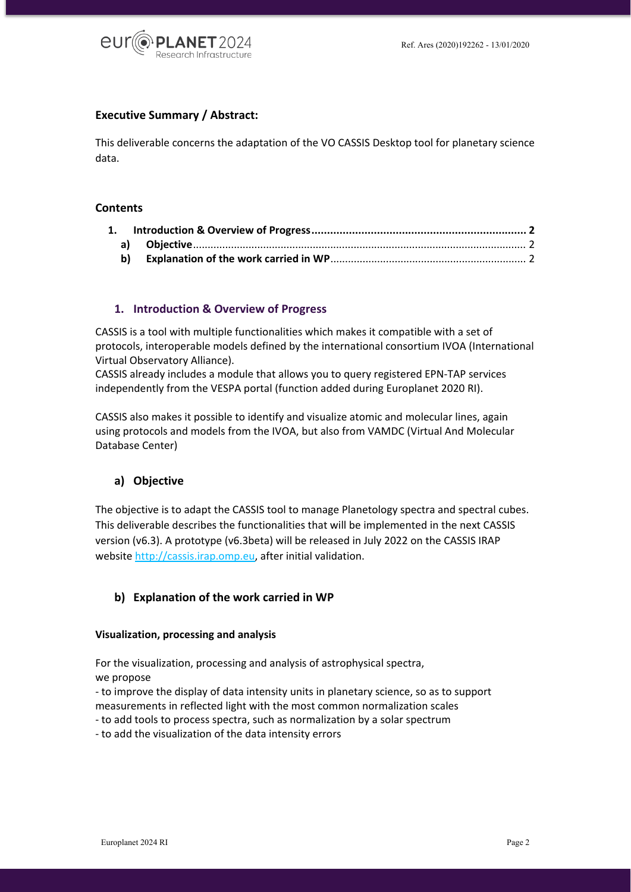**Executive Summary / Abstract:**

This deliverable concerns the adaptation of the VO CASSIS Desktop tool for planetary science data.

**Contents**

1. **Introduction & Overview of Progress** ..... 2
   a) **Objective** ..... 2
   b) **Explanation of the work carried in WP** ..... 2

## 1. Introduction & Overview of Progress

CASSIS is a tool with multiple functionalities which makes it compatible with a set of protocols, interoperable models defined by the international consortium IVOA (International Virtual Observatory Alliance).
CASSIS already includes a module that allows you to query registered EPN-TAP services independently from the VESPA portal (function added during Europlanet 2020 RI).

CASSIS also makes it possible to identify and visualize atomic and molecular lines, again using protocols and models from the IVOA, but also from VAMDC (Virtual And Molecular Database Center)

### a) Objective

The objective is to adapt the CASSIS tool to manage Planetology spectra and spectral cubes. This deliverable describes the functionalities that will be implemented in the next CASSIS version (v6.3). A prototype (v6.3beta) will be released in July 2022 on the CASSIS IRAP website http://cassis.irap.omp.eu, after initial validation.

### b) Explanation of the work carried in WP

**Visualization, processing and analysis**

For the visualization, processing and analysis of astrophysical spectra,
we propose

- to improve the display of data intensity units in planetary science, so as to support measurements in reflected light with the most common normalization scales
- to add tools to process spectra, such as normalization by a solar spectrum
- to add the visualization of the data intensity errors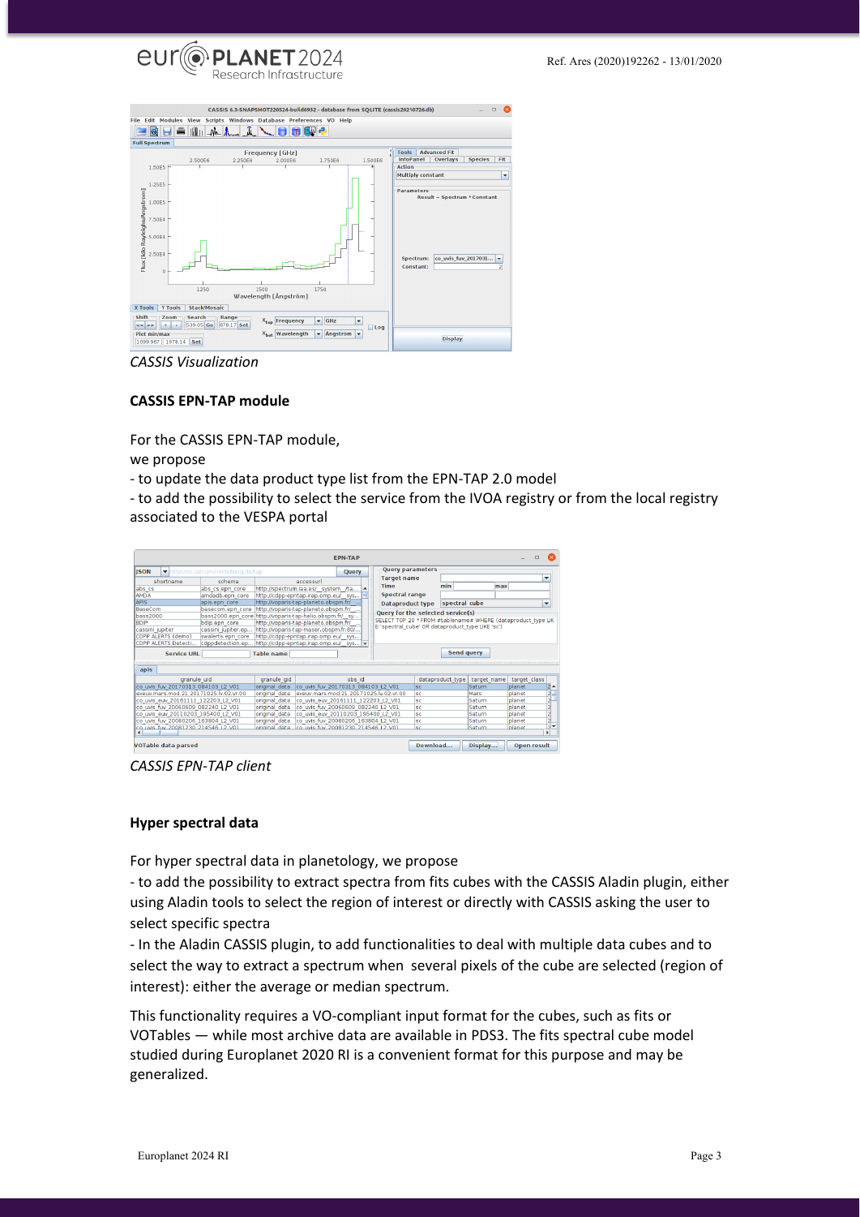*CASSIS Visualization*

**CASSIS EPN-TAP module**

For the CASSIS EPN-TAP module,
we propose
- to update the data product type list from the EPN-TAP 2.0 model
- to add the possibility to select the service from the IVOA registry or from the local registry associated to the VESPA portal

*CASSIS EPN-TAP client*

**Hyper spectral data**

For hyper spectral data in planetology, we propose
- to add the possibility to extract spectra from fits cubes with the CASSIS Aladin plugin, either using Aladin tools to select the region of interest or directly with CASSIS asking the user to select specific spectra
- In the Aladin CASSIS plugin, to add functionalities to deal with multiple data cubes and to select the way to extract a spectrum when several pixels of the cube are selected (region of interest): either the average or median spectrum.

This functionality requires a VO-compliant input format for the cubes, such as fits or VOTables — while most archive data are available in PDS3. The fits spectral cube model studied during Europlanet 2020 RI is a convenient format for this purpose and may be generalized.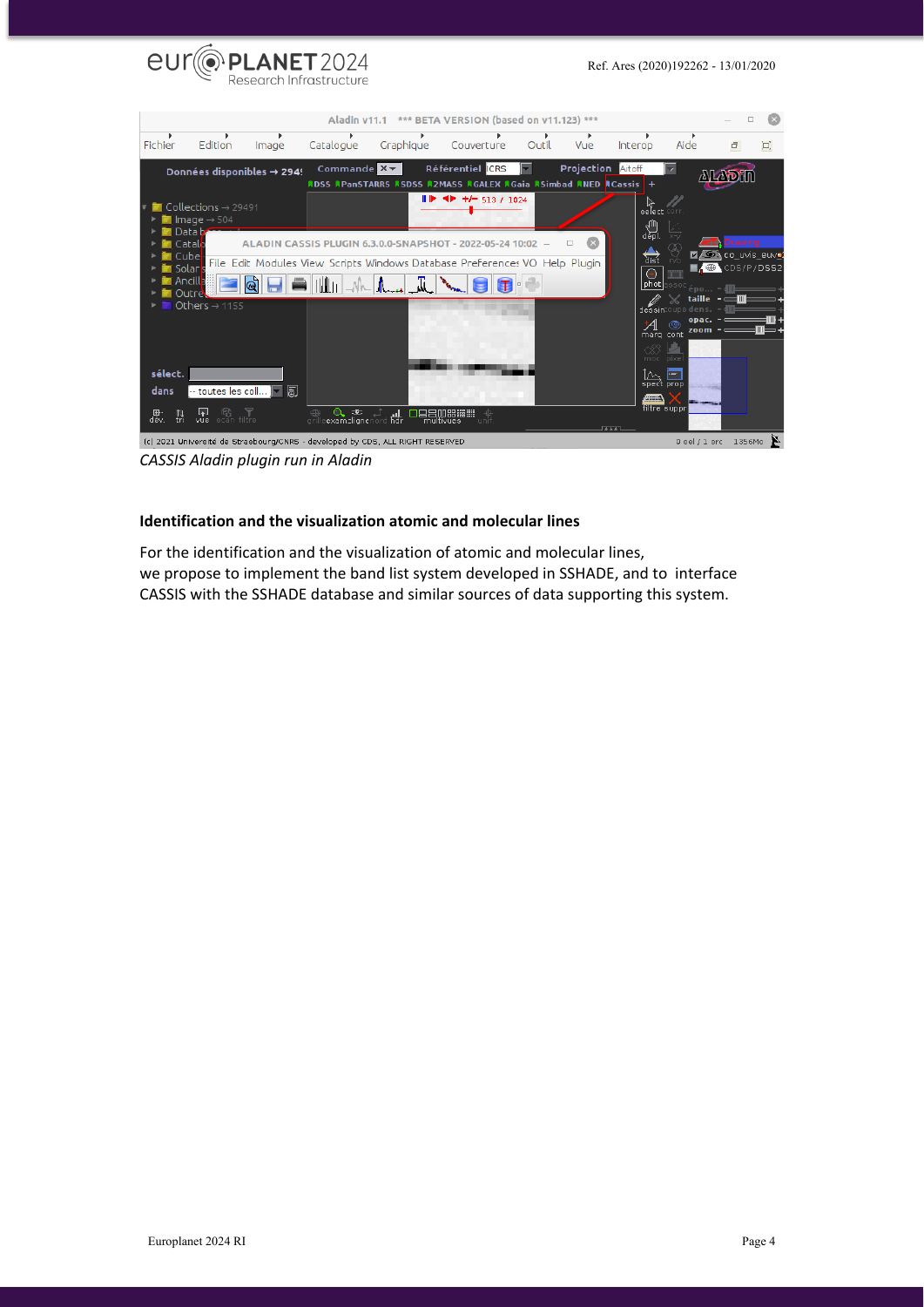*CASSIS Aladin plugin run in Aladin*

**Identification and the visualization atomic and molecular lines**

For the identification and the visualization of atomic and molecular lines, we propose to implement the band list system developed in SSHADE, and to interface CASSIS with the SSHADE database and similar sources of data supporting this system.